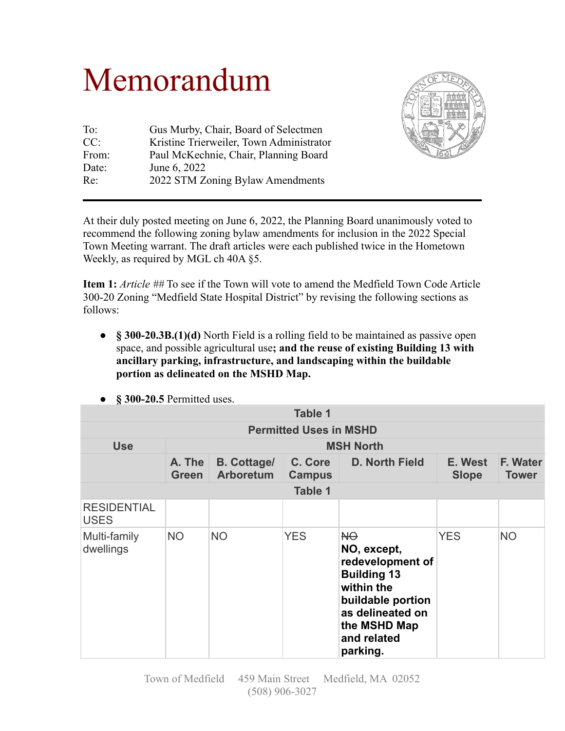# Memorandum

| | |
|---|---|
| To: | Gus Murby, Chair, Board of Selectmen |
| CC: | Kristine Trierweiler, Town Administrator |
| From: | Paul McKechnie, Chair, Planning Board |
| Date: | June 6, 2022 |
| Re: | 2022 STM Zoning Bylaw Amendments |

---

At their duly posted meeting on June 6, 2022, the Planning Board unanimously voted to recommend the following zoning bylaw amendments for inclusion in the 2022 Special Town Meeting warrant. The draft articles were each published twice in the Hometown Weekly, as required by MGL ch 40A §5.

**Item 1:** *Article ##* To see if the Town will vote to amend the Medfield Town Code Article 300-20 Zoning "Medfield State Hospital District" by revising the following sections as follows:

- **§ 300-20.3B.(1)(d)** North Field is a rolling field to be maintained as passive open space, and possible agricultural use**; and the reuse of existing Building 13 with ancillary parking, infrastructure, and landscaping within the buildable portion as delineated on the MSHD Map.**
- **§ 300-20.5** Permitted uses.

| Table 1 | | | | | | |
|---|---|---|---|---|---|---|
| **Permitted Uses in MSHD** | | | | | | |
| **Use** | **MSH North** | | | | | |
| | **A. The Green** | **B. Cottage/ Arboretum** | **C. Core Campus** | **D. North Field** | **E. West Slope** | **F. Water Tower** |
| **Table 1** | | | | | | |
| RESIDENTIAL USES | | | | | | |
| Multi-family dwellings | NO | NO | YES | ~~NO~~ **NO, except, redevelopment of Building 13 within the buildable portion as delineated on the MSHD Map and related parking.** | YES | NO |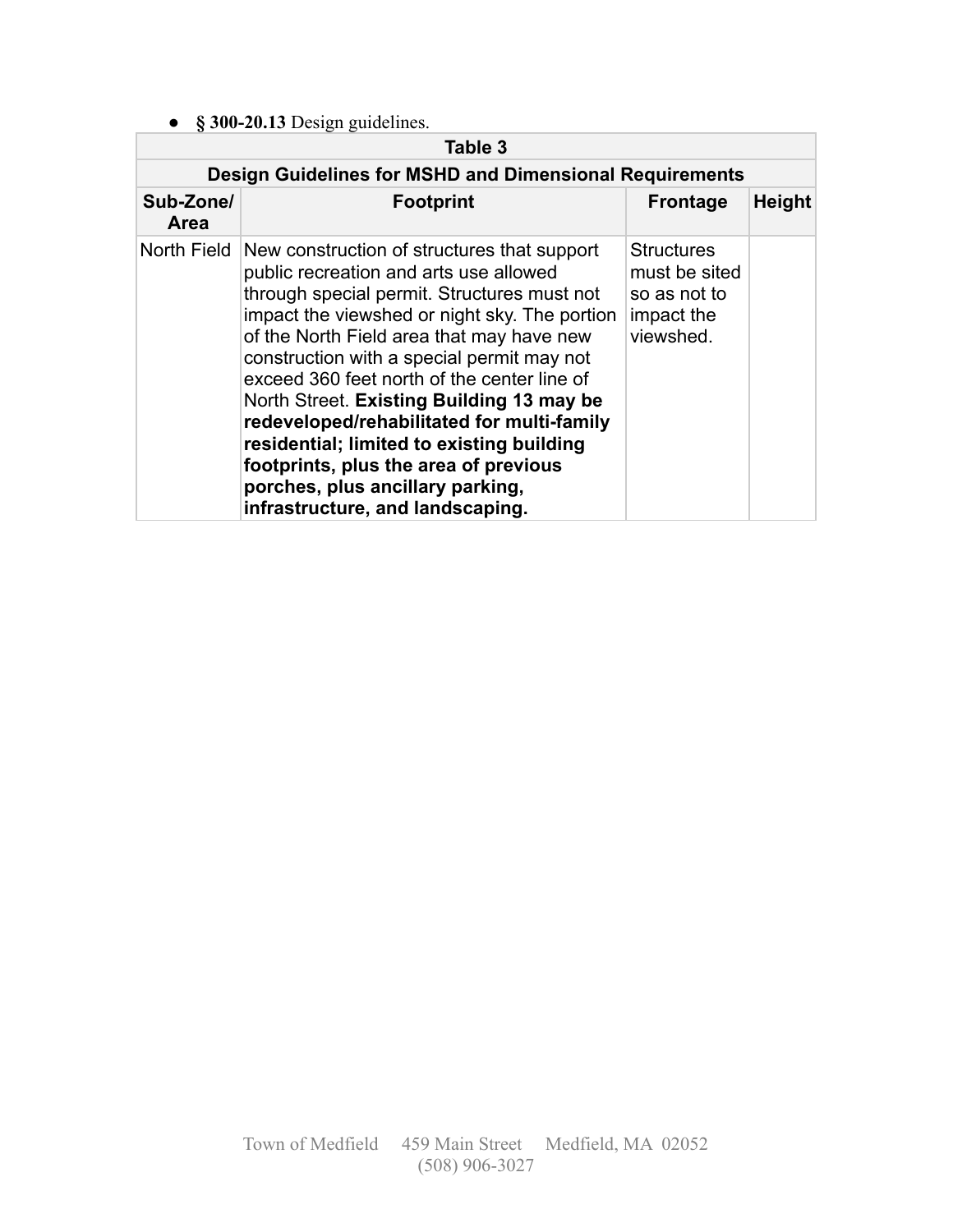- **§ 300-20.13** Design guidelines.

| Table 3 | | | |
|---|---|---|---|
| Design Guidelines for MSHD and Dimensional Requirements | | | |
| **Sub-Zone/ Area** | **Footprint** | **Frontage** | **Height** |
| North Field | New construction of structures that support public recreation and arts use allowed through special permit. Structures must not impact the viewshed or night sky. The portion of the North Field area that may have new construction with a special permit may not exceed 360 feet north of the center line of North Street. **Existing Building 13 may be redeveloped/rehabilitated for multi-family residential; limited to existing building footprints, plus the area of previous porches, plus ancillary parking, infrastructure, and landscaping.** | Structures must be sited so as not to impact the viewshed. | |